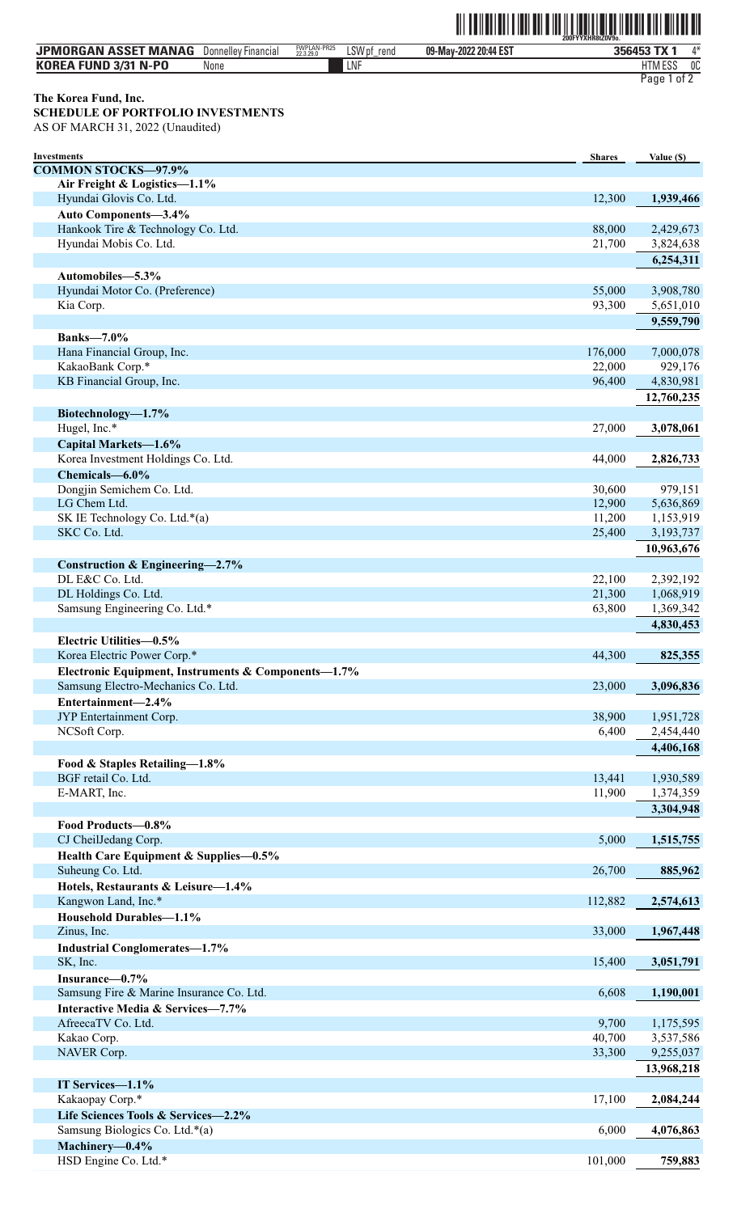**The Korea Fund, Inc.**

**SCHEDULE OF PORTFOLIO INVESTMENTS**

AS OF MARCH 31, 2022 (Unaudited)

| Investments | Shares | Value ($) |
|---|---|---|
| **COMMON STOCKS—97.9%** | | |
| **Air Freight & Logistics—1.1%** | | |
| Hyundai Glovis Co. Ltd. | 12,300 | **1,939,466** |
| **Auto Components—3.4%** | | |
| Hankook Tire & Technology Co. Ltd. | 88,000 | 2,429,673 |
| Hyundai Mobis Co. Ltd. | 21,700 | 3,824,638 |
| | | **6,254,311** |
| **Automobiles—5.3%** | | |
| Hyundai Motor Co. (Preference) | 55,000 | 3,908,780 |
| Kia Corp. | 93,300 | 5,651,010 |
| | | **9,559,790** |
| **Banks—7.0%** | | |
| Hana Financial Group, Inc. | 176,000 | 7,000,078 |
| KakaoBank Corp.* | 22,000 | 929,176 |
| KB Financial Group, Inc. | 96,400 | 4,830,981 |
| | | **12,760,235** |
| **Biotechnology—1.7%** | | |
| Hugel, Inc.* | 27,000 | **3,078,061** |
| **Capital Markets—1.6%** | | |
| Korea Investment Holdings Co. Ltd. | 44,000 | **2,826,733** |
| **Chemicals—6.0%** | | |
| Dongjin Semichem Co. Ltd. | 30,600 | 979,151 |
| LG Chem Ltd. | 12,900 | 5,636,869 |
| SK IE Technology Co. Ltd.*(a) | 11,200 | 1,153,919 |
| SKC Co. Ltd. | 25,400 | 3,193,737 |
| | | **10,963,676** |
| **Construction & Engineering—2.7%** | | |
| DL E&C Co. Ltd. | 22,100 | 2,392,192 |
| DL Holdings Co. Ltd. | 21,300 | 1,068,919 |
| Samsung Engineering Co. Ltd.* | 63,800 | 1,369,342 |
| | | **4,830,453** |
| **Electric Utilities—0.5%** | | |
| Korea Electric Power Corp.* | 44,300 | **825,355** |
| **Electronic Equipment, Instruments & Components—1.7%** | | |
| Samsung Electro-Mechanics Co. Ltd. | 23,000 | **3,096,836** |
| **Entertainment—2.4%** | | |
| JYP Entertainment Corp. | 38,900 | 1,951,728 |
| NCSoft Corp. | 6,400 | 2,454,440 |
| | | **4,406,168** |
| **Food & Staples Retailing—1.8%** | | |
| BGF retail Co. Ltd. | 13,441 | 1,930,589 |
| E-MART, Inc. | 11,900 | 1,374,359 |
| | | **3,304,948** |
| **Food Products—0.8%** | | |
| CJ CheilJedang Corp. | 5,000 | **1,515,755** |
| **Health Care Equipment & Supplies—0.5%** | | |
| Suheung Co. Ltd. | 26,700 | **885,962** |
| **Hotels, Restaurants & Leisure—1.4%** | | |
| Kangwon Land, Inc.* | 112,882 | **2,574,613** |
| **Household Durables—1.1%** | | |
| Zinus, Inc. | 33,000 | **1,967,448** |
| **Industrial Conglomerates—1.7%** | | |
| SK, Inc. | 15,400 | **3,051,791** |
| **Insurance—0.7%** | | |
| Samsung Fire & Marine Insurance Co. Ltd. | 6,608 | **1,190,001** |
| **Interactive Media & Services—7.7%** | | |
| AfreecaTV Co. Ltd. | 9,700 | 1,175,595 |
| Kakao Corp. | 40,700 | 3,537,586 |
| NAVER Corp. | 33,300 | 9,255,037 |
| | | **13,968,218** |
| **IT Services—1.1%** | | |
| Kakaopay Corp.* | 17,100 | **2,084,244** |
| **Life Sciences Tools & Services—2.2%** | | |
| Samsung Biologics Co. Ltd.*(a) | 6,000 | **4,076,863** |
| **Machinery—0.4%** | | |
| HSD Engine Co. Ltd.* | 101,000 | **759,883** |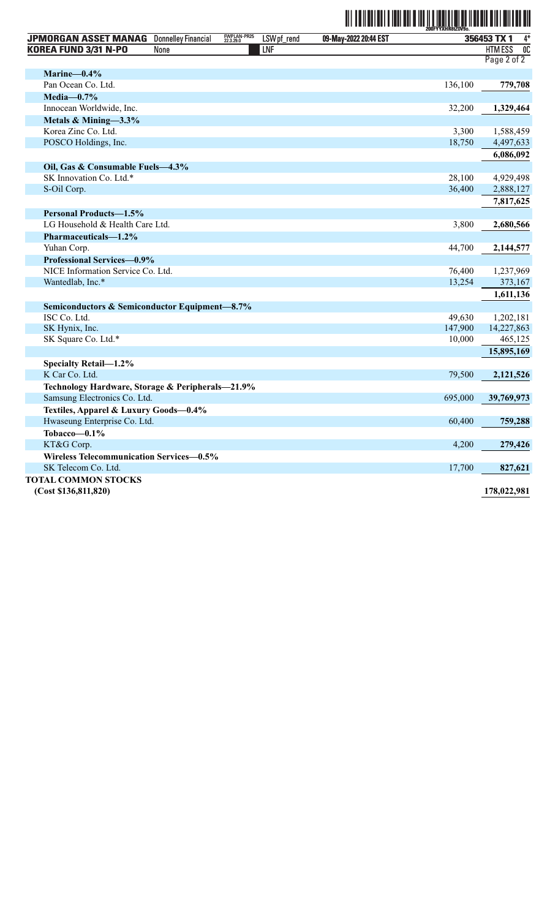| | | |
|---|---|---|
| **Marine—0.4%** | | |
| Pan Ocean Co. Ltd. | 136,100 | **779,708** |
| **Media—0.7%** | | |
| Innocean Worldwide, Inc. | 32,200 | **1,329,464** |
| **Metals & Mining—3.3%** | | |
| Korea Zinc Co. Ltd. | 3,300 | 1,588,459 |
| POSCO Holdings, Inc. | 18,750 | 4,497,633 |
| | | **6,086,092** |
| **Oil, Gas & Consumable Fuels—4.3%** | | |
| SK Innovation Co. Ltd.* | 28,100 | 4,929,498 |
| S-Oil Corp. | 36,400 | 2,888,127 |
| | | **7,817,625** |
| **Personal Products—1.5%** | | |
| LG Household & Health Care Ltd. | 3,800 | **2,680,566** |
| **Pharmaceuticals—1.2%** | | |
| Yuhan Corp. | 44,700 | **2,144,577** |
| **Professional Services—0.9%** | | |
| NICE Information Service Co. Ltd. | 76,400 | 1,237,969 |
| Wantedlab, Inc.* | 13,254 | 373,167 |
| | | **1,611,136** |
| **Semiconductors & Semiconductor Equipment—8.7%** | | |
| ISC Co. Ltd. | 49,630 | 1,202,181 |
| SK Hynix, Inc. | 147,900 | 14,227,863 |
| SK Square Co. Ltd.* | 10,000 | 465,125 |
| | | **15,895,169** |
| **Specialty Retail—1.2%** | | |
| K Car Co. Ltd. | 79,500 | **2,121,526** |
| **Technology Hardware, Storage & Peripherals—21.9%** | | |
| Samsung Electronics Co. Ltd. | 695,000 | **39,769,973** |
| **Textiles, Apparel & Luxury Goods—0.4%** | | |
| Hwaseung Enterprise Co. Ltd. | 60,400 | **759,288** |
| **Tobacco—0.1%** | | |
| KT&G Corp. | 4,200 | **279,426** |
| **Wireless Telecommunication Services—0.5%** | | |
| SK Telecom Co. Ltd. | 17,700 | **827,621** |
| **TOTAL COMMON STOCKS (Cost $136,811,820)** | | **178,022,981** |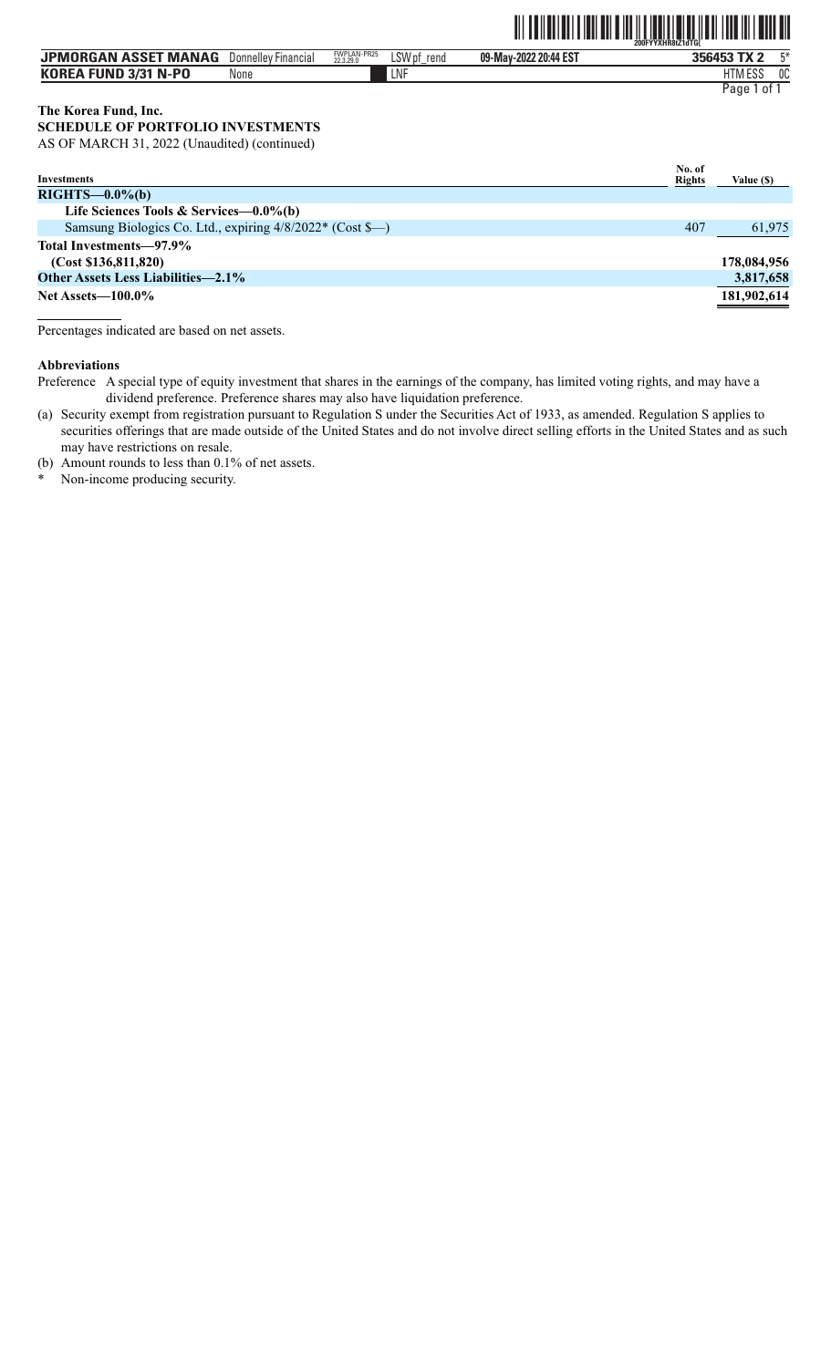**The Korea Fund, Inc.**
**SCHEDULE OF PORTFOLIO INVESTMENTS**
AS OF MARCH 31, 2022 (Unaudited) (continued)

| Investments | No. of Rights | Value ($) |
| --- | --- | --- |
| **RIGHTS—0.0%(b)** | | |
| **Life Sciences Tools & Services—0.0%(b)** | | |
| Samsung Biologics Co. Ltd., expiring 4/8/2022* (Cost $—) | 407 | 61,975 |
| **Total Investments—97.9%** | | |
| **(Cost $136,811,820)** | | **178,084,956** |
| **Other Assets Less Liabilities—2.1%** | | **3,817,658** |
| **Net Assets—100.0%** | | **181,902,614** |

Percentages indicated are based on net assets.

**Abbreviations**

Preference A special type of equity investment that shares in the earnings of the company, has limited voting rights, and may have a dividend preference. Preference shares may also have liquidation preference.

(a) Security exempt from registration pursuant to Regulation S under the Securities Act of 1933, as amended. Regulation S applies to securities offerings that are made outside of the United States and do not involve direct selling efforts in the United States and as such may have restrictions on resale.

(b) Amount rounds to less than 0.1% of net assets.

\* Non-income producing security.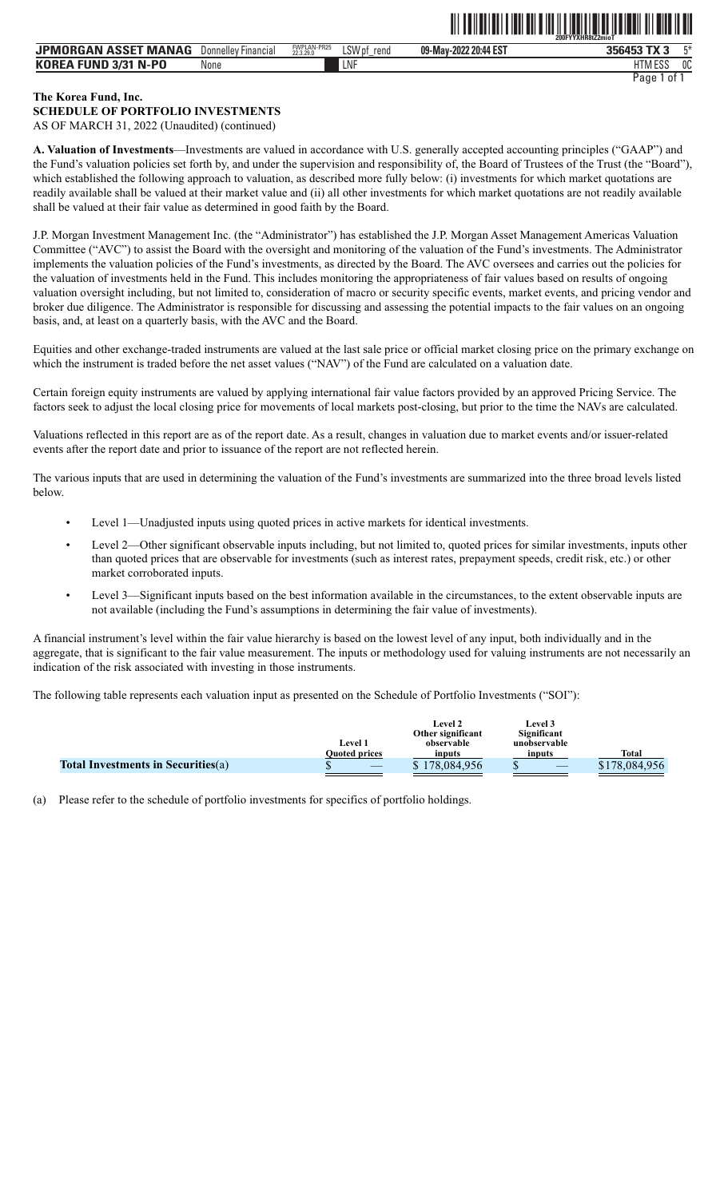**The Korea Fund, Inc.**
**SCHEDULE OF PORTFOLIO INVESTMENTS**
AS OF MARCH 31, 2022 (Unaudited) (continued)

**A. Valuation of Investments**—Investments are valued in accordance with U.S. generally accepted accounting principles ("GAAP") and the Fund's valuation policies set forth by, and under the supervision and responsibility of, the Board of Trustees of the Trust (the "Board"), which established the following approach to valuation, as described more fully below: (i) investments for which market quotations are readily available shall be valued at their market value and (ii) all other investments for which market quotations are not readily available shall be valued at their fair value as determined in good faith by the Board.

J.P. Morgan Investment Management Inc. (the "Administrator") has established the J.P. Morgan Asset Management Americas Valuation Committee ("AVC") to assist the Board with the oversight and monitoring of the valuation of the Fund's investments. The Administrator implements the valuation policies of the Fund's investments, as directed by the Board. The AVC oversees and carries out the policies for the valuation of investments held in the Fund. This includes monitoring the appropriateness of fair values based on results of ongoing valuation oversight including, but not limited to, consideration of macro or security specific events, market events, and pricing vendor and broker due diligence. The Administrator is responsible for discussing and assessing the potential impacts to the fair values on an ongoing basis, and, at least on a quarterly basis, with the AVC and the Board.

Equities and other exchange-traded instruments are valued at the last sale price or official market closing price on the primary exchange on which the instrument is traded before the net asset values ("NAV") of the Fund are calculated on a valuation date.

Certain foreign equity instruments are valued by applying international fair value factors provided by an approved Pricing Service. The factors seek to adjust the local closing price for movements of local markets post-closing, but prior to the time the NAVs are calculated.

Valuations reflected in this report are as of the report date. As a result, changes in valuation due to market events and/or issuer-related events after the report date and prior to issuance of the report are not reflected herein.

The various inputs that are used in determining the valuation of the Fund's investments are summarized into the three broad levels listed below.

- Level 1—Unadjusted inputs using quoted prices in active markets for identical investments.
- Level 2—Other significant observable inputs including, but not limited to, quoted prices for similar investments, inputs other than quoted prices that are observable for investments (such as interest rates, prepayment speeds, credit risk, etc.) or other market corroborated inputs.
- Level 3—Significant inputs based on the best information available in the circumstances, to the extent observable inputs are not available (including the Fund's assumptions in determining the fair value of investments).

A financial instrument's level within the fair value hierarchy is based on the lowest level of any input, both individually and in the aggregate, that is significant to the fair value measurement. The inputs or methodology used for valuing instruments are not necessarily an indication of the risk associated with investing in those instruments.

The following table represents each valuation input as presented on the Schedule of Portfolio Investments ("SOI"):

| | Level 1 Quoted prices | Level 2 Other significant observable inputs | Level 3 Significant unobservable inputs | Total |
|---|---|---|---|---|
| **Total Investments in Securities**(a) | $ — | $ 178,084,956 | $ — | $178,084,956 |

(a) Please refer to the schedule of portfolio investments for specifics of portfolio holdings.